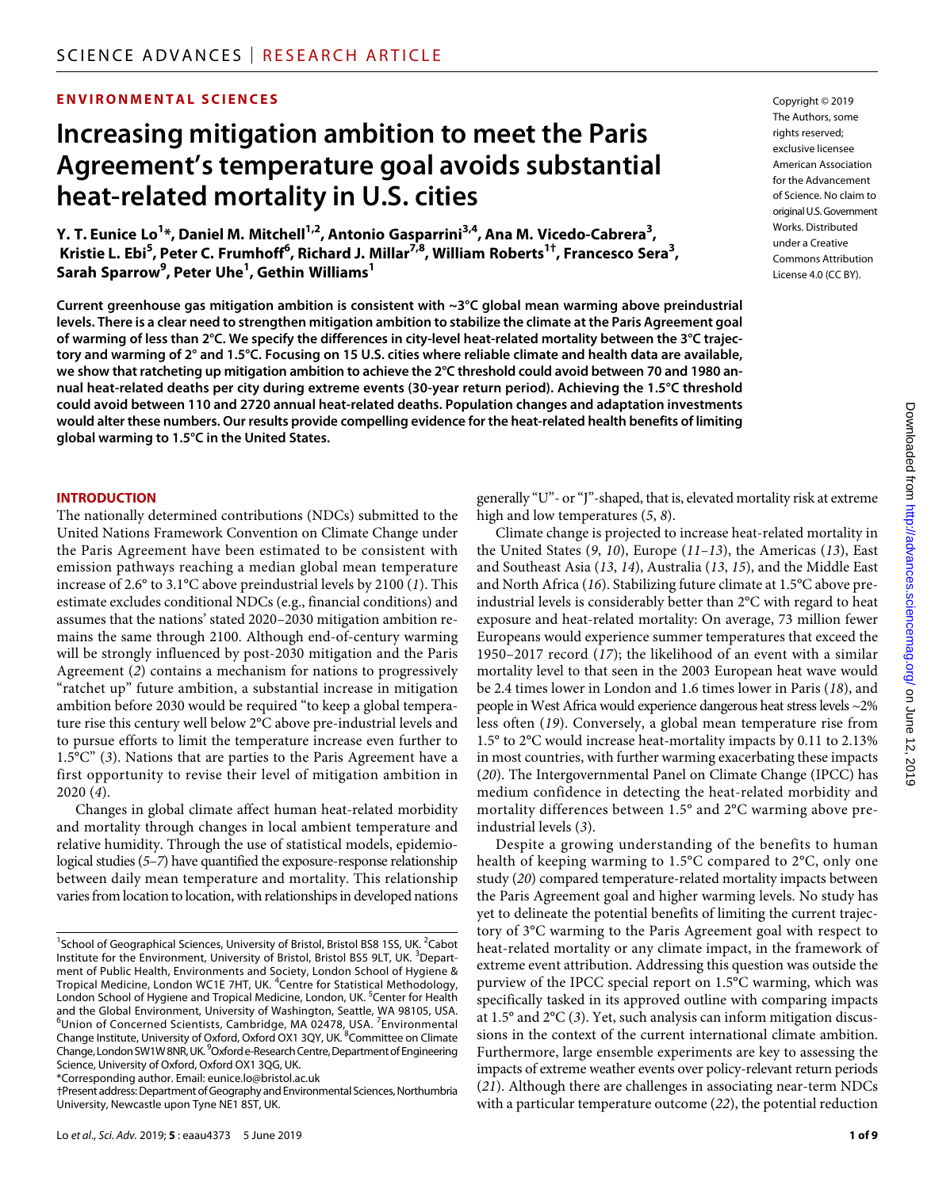ENVIRONMENTAL SCIENCES

# Increasing mitigation ambition to meet the Paris Agreement's temperature goal avoids substantial heat-related mortality in U.S. cities

Y. T. Eunice Lo[1]*, Daniel M. Mitchell[1,2], Antonio Gasparrini[3,4], Ana M. Vicedo-Cabrera[3], Kristie L. Ebi[5], Peter C. Frumhoff[6], Richard J. Millar[7,8], William Roberts[1†], Francesco Sera[3], Sarah Sparrow[9], Peter Uhe[1], Gethin Williams[1]

Copyright © 2019 The Authors, some rights reserved; exclusive licensee American Association for the Advancement of Science. No claim to original U.S. Government Works. Distributed under a Creative Commons Attribution License 4.0 (CC BY).

**Current greenhouse gas mitigation ambition is consistent with ~3°C global mean warming above preindustrial levels. There is a clear need to strengthen mitigation ambition to stabilize the climate at the Paris Agreement goal of warming of less than 2°C. We specify the differences in city-level heat-related mortality between the 3°C trajectory and warming of 2° and 1.5°C. Focusing on 15 U.S. cities where reliable climate and health data are available, we show that ratcheting up mitigation ambition to achieve the 2°C threshold could avoid between 70 and 1980 annual heat-related deaths per city during extreme events (30-year return period). Achieving the 1.5°C threshold could avoid between 110 and 2720 annual heat-related deaths. Population changes and adaptation investments would alter these numbers. Our results provide compelling evidence for the heat-related health benefits of limiting global warming to 1.5°C in the United States.**

## INTRODUCTION

The nationally determined contributions (NDCs) submitted to the United Nations Framework Convention on Climate Change under the Paris Agreement have been estimated to be consistent with emission pathways reaching a median global mean temperature increase of 2.6° to 3.1°C above preindustrial levels by 2100 (*1*). This estimate excludes conditional NDCs (e.g., financial conditions) and assumes that the nations' stated 2020–2030 mitigation ambition remains the same through 2100. Although end-of-century warming will be strongly influenced by post-2030 mitigation and the Paris Agreement (*2*) contains a mechanism for nations to progressively "ratchet up" future ambition, a substantial increase in mitigation ambition before 2030 would be required "to keep a global temperature rise this century well below 2°C above pre-industrial levels and to pursue efforts to limit the temperature increase even further to 1.5°C" (*3*). Nations that are parties to the Paris Agreement have a first opportunity to revise their level of mitigation ambition in 2020 (*4*).

Changes in global climate affect human heat-related morbidity and mortality through changes in local ambient temperature and relative humidity. Through the use of statistical models, epidemiological studies (*5*–*7*) have quantified the exposure-response relationship between daily mean temperature and mortality. This relationship varies from location to location, with relationships in developed nations generally "U"- or "J"-shaped, that is, elevated mortality risk at extreme high and low temperatures (*5*, *8*).

Climate change is projected to increase heat-related mortality in the United States (*9*, *10*), Europe (*11*–*13*), the Americas (*13*), East and Southeast Asia (*13*, *14*), Australia (*13*, *15*), and the Middle East and North Africa (*16*). Stabilizing future climate at 1.5°C above preindustrial levels is considerably better than 2°C with regard to heat exposure and heat-related mortality: On average, 73 million fewer Europeans would experience summer temperatures that exceed the 1950–2017 record (*17*); the likelihood of an event with a similar mortality level to that seen in the 2003 European heat wave would be 2.4 times lower in London and 1.6 times lower in Paris (*18*), and people in West Africa would experience dangerous heat stress levels ~2% less often (*19*). Conversely, a global mean temperature rise from 1.5° to 2°C would increase heat-mortality impacts by 0.11 to 2.13% in most countries, with further warming exacerbating these impacts (*20*). The Intergovernmental Panel on Climate Change (IPCC) has medium confidence in detecting the heat-related morbidity and mortality differences between 1.5° and 2°C warming above preindustrial levels (*3*).

Despite a growing understanding of the benefits to human health of keeping warming to 1.5°C compared to 2°C, only one study (*20*) compared temperature-related mortality impacts between the Paris Agreement goal and higher warming levels. No study has yet to delineate the potential benefits of limiting the current trajectory of 3°C warming to the Paris Agreement goal with respect to heat-related mortality or any climate impact, in the framework of extreme event attribution. Addressing this question was outside the purview of the IPCC special report on 1.5°C warming, which was specifically tasked in its approved outline with comparing impacts at 1.5° and 2°C (*3*). Yet, such analysis can inform mitigation discussions in the context of the current international climate ambition. Furthermore, large ensemble experiments are key to assessing the impacts of extreme weather events over policy-relevant return periods (*21*). Although there are challenges in associating near-term NDCs with a particular temperature outcome (*22*), the potential reduction

---

[1]School of Geographical Sciences, University of Bristol, Bristol BS8 1SS, UK. [2]Cabot Institute for the Environment, University of Bristol, Bristol BS5 9LT, UK. [3]Department of Public Health, Environments and Society, London School of Hygiene & Tropical Medicine, London WC1E 7HT, UK. [4]Centre for Statistical Methodology, London School of Hygiene and Tropical Medicine, London, UK. [5]Center for Health and the Global Environment, University of Washington, Seattle, WA 98105, USA. [6]Union of Concerned Scientists, Cambridge, MA 02478, USA. [7]Environmental Change Institute, University of Oxford, Oxford OX1 3QY, UK. [8]Committee on Climate Change, London SW1W 8NR, UK. [9]Oxford e-Research Centre, Department of Engineering Science, University of Oxford, Oxford OX1 3QG, UK.

*Corresponding author. Email: eunice.lo@bristol.ac.uk

†Present address: Department of Geography and Environmental Sciences, Northumbria University, Newcastle upon Tyne NE1 8ST, UK.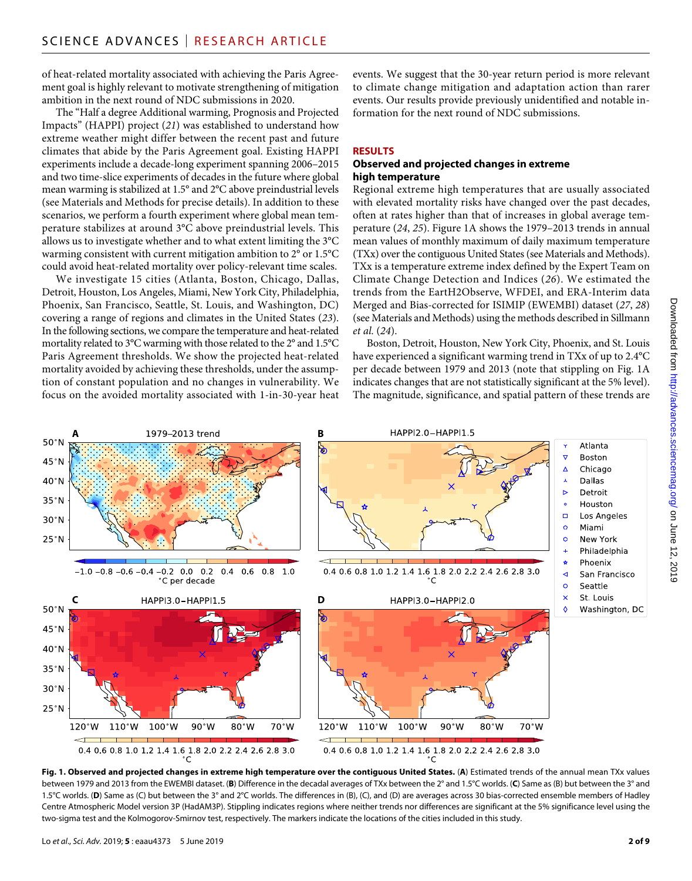of heat-related mortality associated with achieving the Paris Agreement goal is highly relevant to motivate strengthening of mitigation ambition in the next round of NDC submissions in 2020.

The "Half a degree Additional warming, Prognosis and Projected Impacts" (HAPPI) project (*21*) was established to understand how extreme weather might differ between the recent past and future climates that abide by the Paris Agreement goal. Existing HAPPI experiments include a decade-long experiment spanning 2006–2015 and two time-slice experiments of decades in the future where global mean warming is stabilized at 1.5° and 2°C above preindustrial levels (see Materials and Methods for precise details). In addition to these scenarios, we perform a fourth experiment where global mean temperature stabilizes at around 3°C above preindustrial levels. This allows us to investigate whether and to what extent limiting the 3°C warming consistent with current mitigation ambition to 2° or 1.5°C could avoid heat-related mortality over policy-relevant time scales.

We investigate 15 cities (Atlanta, Boston, Chicago, Dallas, Detroit, Houston, Los Angeles, Miami, New York City, Philadelphia, Phoenix, San Francisco, Seattle, St. Louis, and Washington, DC) covering a range of regions and climates in the United States (*23*). In the following sections, we compare the temperature and heat-related mortality related to 3°C warming with those related to the 2° and 1.5°C Paris Agreement thresholds. We show the projected heat-related mortality avoided by achieving these thresholds, under the assumption of constant population and no changes in vulnerability. We focus on the avoided mortality associated with 1-in-30-year heat events. We suggest that the 30-year return period is more relevant to climate change mitigation and adaptation action than rarer events. Our results provide previously unidentified and notable information for the next round of NDC submissions.

## RESULTS

### Observed and projected changes in extreme high temperature

Regional extreme high temperatures that are usually associated with elevated mortality risks have changed over the past decades, often at rates higher than that of increases in global average temperature (*24*, *25*). Figure 1A shows the 1979–2013 trends in annual mean values of monthly maximum of daily maximum temperature (TXx) over the contiguous United States (see Materials and Methods). TXx is a temperature extreme index defined by the Expert Team on Climate Change Detection and Indices (*26*). We estimated the trends from the EartH2Observe, WFDEI, and ERA-Interim data Merged and Bias-corrected for ISIMIP (EWEMBI) dataset (*27*, *28*) (see Materials and Methods) using the methods described in Sillmann *et al.* (*24*).

Boston, Detroit, Houston, New York City, Phoenix, and St. Louis have experienced a significant warming trend in TXx of up to 2.4°C per decade between 1979 and 2013 (note that stippling on Fig. 1A indicates changes that are not statistically significant at the 5% level). The magnitude, significance, and spatial pattern of these trends are

**Fig. 1. Observed and projected changes in extreme high temperature over the contiguous United States.** (**A**) Estimated trends of the annual mean TXx values between 1979 and 2013 from the EWEMBI dataset. (**B**) Difference in the decadal averages of TXx between the 2° and 1.5°C worlds. (**C**) Same as (B) but between the 3° and 1.5°C worlds. (**D**) Same as (C) but between the 3° and 2°C worlds. The differences in (B), (C), and (D) are averages across 30 bias-corrected ensemble members of Hadley Centre Atmospheric Model version 3P (HadAM3P). Stippling indicates regions where neither trends nor differences are significant at the 5% significance level using the two-sigma test and the Kolmogorov-Smirnov test, respectively. The markers indicate the locations of the cities included in this study.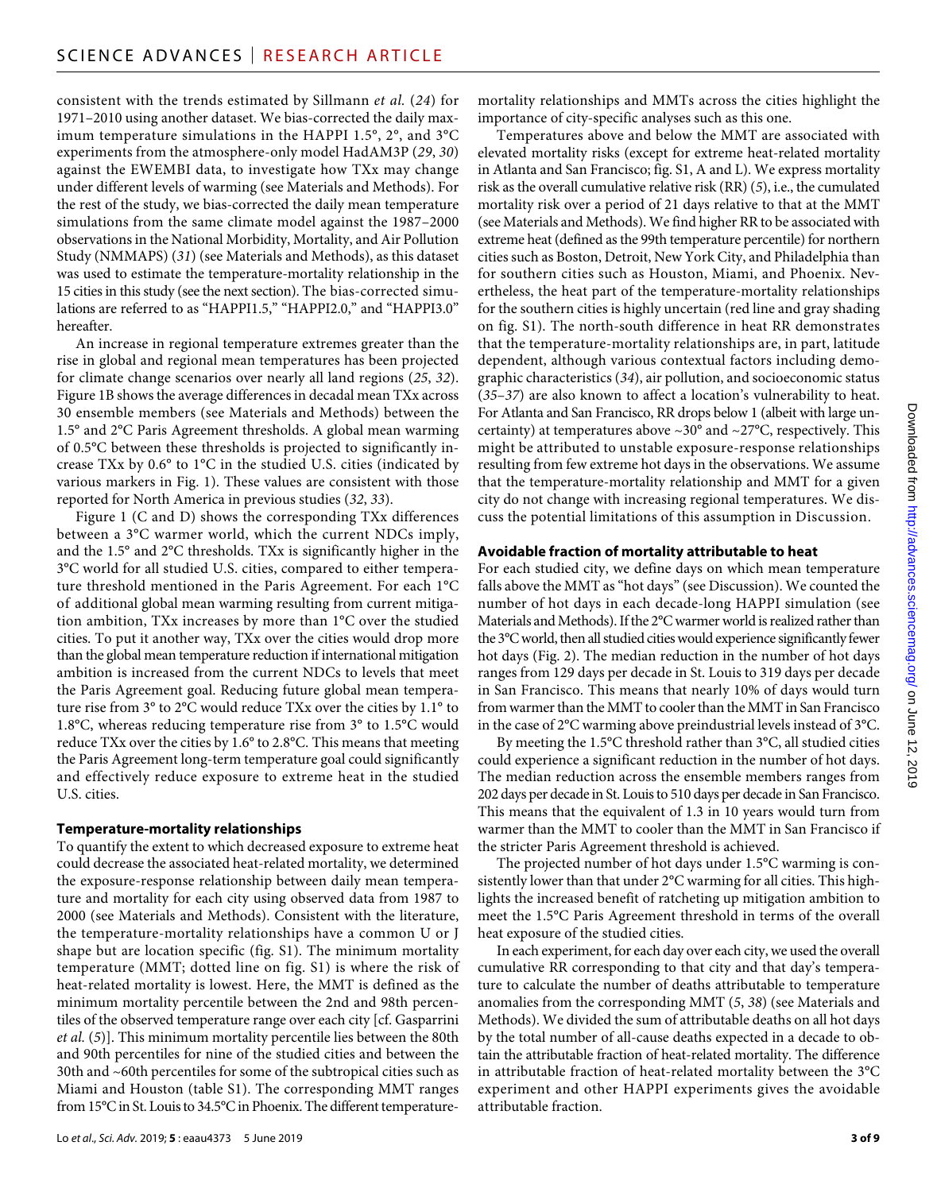consistent with the trends estimated by Sillmann *et al.* (*24*) for 1971–2010 using another dataset. We bias-corrected the daily maximum temperature simulations in the HAPPI 1.5°, 2°, and 3°C experiments from the atmosphere-only model HadAM3P (*29*, *30*) against the EWEMBI data, to investigate how TXx may change under different levels of warming (see Materials and Methods). For the rest of the study, we bias-corrected the daily mean temperature simulations from the same climate model against the 1987–2000 observations in the National Morbidity, Mortality, and Air Pollution Study (NMMAPS) (*31*) (see Materials and Methods), as this dataset was used to estimate the temperature-mortality relationship in the 15 cities in this study (see the next section). The bias-corrected simulations are referred to as "HAPPI1.5," "HAPPI2.0," and "HAPPI3.0" hereafter.

An increase in regional temperature extremes greater than the rise in global and regional mean temperatures has been projected for climate change scenarios over nearly all land regions (*25*, *32*). Figure 1B shows the average differences in decadal mean TXx across 30 ensemble members (see Materials and Methods) between the 1.5° and 2°C Paris Agreement thresholds. A global mean warming of 0.5°C between these thresholds is projected to significantly increase TXx by 0.6° to 1°C in the studied U.S. cities (indicated by various markers in Fig. 1). These values are consistent with those reported for North America in previous studies (*32*, *33*).

Figure 1 (C and D) shows the corresponding TXx differences between a 3°C warmer world, which the current NDCs imply, and the 1.5° and 2°C thresholds. TXx is significantly higher in the 3°C world for all studied U.S. cities, compared to either temperature threshold mentioned in the Paris Agreement. For each 1°C of additional global mean warming resulting from current mitigation ambition, TXx increases by more than 1°C over the studied cities. To put it another way, TXx over the cities would drop more than the global mean temperature reduction if international mitigation ambition is increased from the current NDCs to levels that meet the Paris Agreement goal. Reducing future global mean temperature rise from 3° to 2°C would reduce TXx over the cities by 1.1° to 1.8°C, whereas reducing temperature rise from 3° to 1.5°C would reduce TXx over the cities by 1.6° to 2.8°C. This means that meeting the Paris Agreement long-term temperature goal could significantly and effectively reduce exposure to extreme heat in the studied U.S. cities.

### Temperature-mortality relationships

To quantify the extent to which decreased exposure to extreme heat could decrease the associated heat-related mortality, we determined the exposure-response relationship between daily mean temperature and mortality for each city using observed data from 1987 to 2000 (see Materials and Methods). Consistent with the literature, the temperature-mortality relationships have a common U or J shape but are location specific (fig. S1). The minimum mortality temperature (MMT; dotted line on fig. S1) is where the risk of heat-related mortality is lowest. Here, the MMT is defined as the minimum mortality percentile between the 2nd and 98th percentiles of the observed temperature range over each city [cf. Gasparrini *et al.* (*5*)]. This minimum mortality percentile lies between the 80th and 90th percentiles for nine of the studied cities and between the 30th and ~60th percentiles for some of the subtropical cities such as Miami and Houston (table S1). The corresponding MMT ranges from 15°C in St. Louis to 34.5°C in Phoenix. The different temperature-mortality relationships and MMTs across the cities highlight the importance of city-specific analyses such as this one.

Temperatures above and below the MMT are associated with elevated mortality risks (except for extreme heat-related mortality in Atlanta and San Francisco; fig. S1, A and L). We express mortality risk as the overall cumulative relative risk (RR) (*5*), i.e., the cumulated mortality risk over a period of 21 days relative to that at the MMT (see Materials and Methods). We find higher RR to be associated with extreme heat (defined as the 99th temperature percentile) for northern cities such as Boston, Detroit, New York City, and Philadelphia than for southern cities such as Houston, Miami, and Phoenix. Nevertheless, the heat part of the temperature-mortality relationships for the southern cities is highly uncertain (red line and gray shading on fig. S1). The north-south difference in heat RR demonstrates that the temperature-mortality relationships are, in part, latitude dependent, although various contextual factors including demographic characteristics (*34*), air pollution, and socioeconomic status (*35*–*37*) are also known to affect a location's vulnerability to heat. For Atlanta and San Francisco, RR drops below 1 (albeit with large uncertainty) at temperatures above ~30° and ~27°C, respectively. This might be attributed to unstable exposure-response relationships resulting from few extreme hot days in the observations. We assume that the temperature-mortality relationship and MMT for a given city do not change with increasing regional temperatures. We discuss the potential limitations of this assumption in Discussion.

### Avoidable fraction of mortality attributable to heat

For each studied city, we define days on which mean temperature falls above the MMT as "hot days" (see Discussion). We counted the number of hot days in each decade-long HAPPI simulation (see Materials and Methods). If the 2°C warmer world is realized rather than the 3°C world, then all studied cities would experience significantly fewer hot days (Fig. 2). The median reduction in the number of hot days ranges from 129 days per decade in St. Louis to 319 days per decade in San Francisco. This means that nearly 10% of days would turn from warmer than the MMT to cooler than the MMT in San Francisco in the case of 2°C warming above preindustrial levels instead of 3°C.

By meeting the 1.5°C threshold rather than 3°C, all studied cities could experience a significant reduction in the number of hot days. The median reduction across the ensemble members ranges from 202 days per decade in St. Louis to 510 days per decade in San Francisco. This means that the equivalent of 1.3 in 10 years would turn from warmer than the MMT to cooler than the MMT in San Francisco if the stricter Paris Agreement threshold is achieved.

The projected number of hot days under 1.5°C warming is consistently lower than that under 2°C warming for all cities. This highlights the increased benefit of ratcheting up mitigation ambition to meet the 1.5°C Paris Agreement threshold in terms of the overall heat exposure of the studied cities.

In each experiment, for each day over each city, we used the overall cumulative RR corresponding to that city and that day's temperature to calculate the number of deaths attributable to temperature anomalies from the corresponding MMT (*5*, *38*) (see Materials and Methods). We divided the sum of attributable deaths on all hot days by the total number of all-cause deaths expected in a decade to obtain the attributable fraction of heat-related mortality. The difference in attributable fraction of heat-related mortality between the 3°C experiment and other HAPPI experiments gives the avoidable attributable fraction.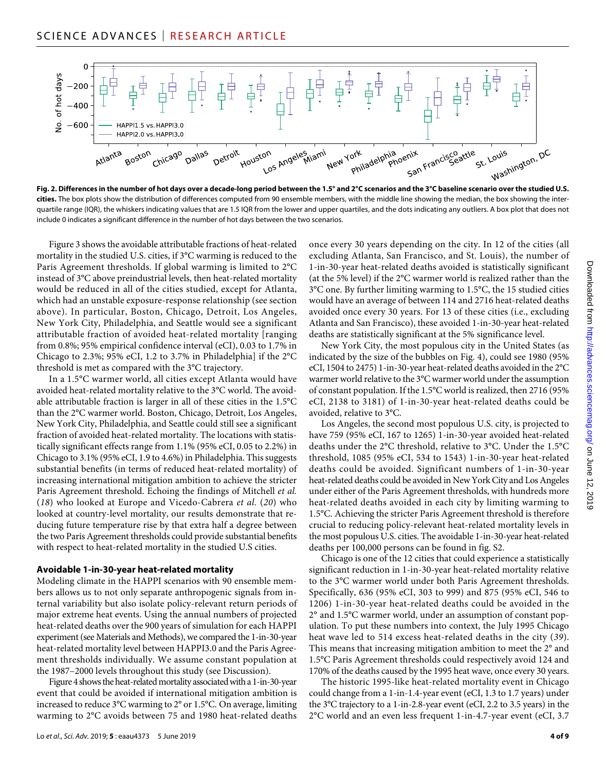**Fig. 2. Differences in the number of hot days over a decade-long period between the 1.5° and 2°C scenarios and the 3°C baseline scenario over the studied U.S. cities.** The box plots show the distribution of differences computed from 90 ensemble members, with the middle line showing the median, the box showing the interquartile range (IQR), the whiskers indicating values that are 1.5 IQR from the lower and upper quartiles, and the dots indicating any outliers. A box plot that does not include 0 indicates a significant difference in the number of hot days between the two scenarios.

Figure 3 shows the avoidable attributable fractions of heat-related mortality in the studied U.S. cities, if 3°C warming is reduced to the Paris Agreement thresholds. If global warming is limited to 2°C instead of 3°C above preindustrial levels, then heat-related mortality would be reduced in all of the cities studied, except for Atlanta, which had an unstable exposure-response relationship (see section above). In particular, Boston, Chicago, Detroit, Los Angeles, New York City, Philadelphia, and Seattle would see a significant attributable fraction of avoided heat-related mortality [ranging from 0.8%; 95% empirical confidence interval (eCI), 0.03 to 1.7% in Chicago to 2.3%; 95% eCI, 1.2 to 3.7% in Philadelphia] if the 2°C threshold is met as compared with the 3°C trajectory.

In a 1.5°C warmer world, all cities except Atlanta would have avoided heat-related mortality relative to the 3°C world. The avoidable attributable fraction is larger in all of these cities in the 1.5°C than the 2°C warmer world. Boston, Chicago, Detroit, Los Angeles, New York City, Philadelphia, and Seattle could still see a significant fraction of avoided heat-related mortality. The locations with statistically significant effects range from 1.1% (95% eCI, 0.05 to 2.2%) in Chicago to 3.1% (95% eCI, 1.9 to 4.6%) in Philadelphia. This suggests substantial benefits (in terms of reduced heat-related mortality) of increasing international mitigation ambition to achieve the stricter Paris Agreement threshold. Echoing the findings of Mitchell *et al.* (*18*) who looked at Europe and Vicedo-Cabrera *et al.* (*20*) who looked at country-level mortality, our results demonstrate that reducing future temperature rise by that extra half a degree between the two Paris Agreement thresholds could provide substantial benefits with respect to heat-related mortality in the studied U.S cities.

### Avoidable 1-in-30-year heat-related mortality

Modeling climate in the HAPPI scenarios with 90 ensemble members allows us to not only separate anthropogenic signals from internal variability but also isolate policy-relevant return periods of major extreme heat events. Using the annual numbers of projected heat-related deaths over the 900 years of simulation for each HAPPI experiment (see Materials and Methods), we compared the 1-in-30-year heat-related mortality level between HAPPI3.0 and the Paris Agreement thresholds individually. We assume constant population at the 1987–2000 levels throughout this study (see Discussion).

Figure 4 shows the heat-related mortality associated with a 1-in-30-year event that could be avoided if international mitigation ambition is increased to reduce 3°C warming to 2° or 1.5°C. On average, limiting warming to 2°C avoids between 75 and 1980 heat-related deaths once every 30 years depending on the city. In 12 of the cities (all excluding Atlanta, San Francisco, and St. Louis), the number of 1-in-30-year heat-related deaths avoided is statistically significant (at the 5% level) if the 2°C warmer world is realized rather than the 3°C one. By further limiting warming to 1.5°C, the 15 studied cities would have an average of between 114 and 2716 heat-related deaths avoided once every 30 years. For 13 of these cities (i.e., excluding Atlanta and San Francisco), these avoided 1-in-30-year heat-related deaths are statistically significant at the 5% significance level.

New York City, the most populous city in the United States (as indicated by the size of the bubbles on Fig. 4), could see 1980 (95% eCI, 1504 to 2475) 1-in-30-year heat-related deaths avoided in the 2°C warmer world relative to the 3°C warmer world under the assumption of constant population. If the 1.5°C world is realized, then 2716 (95% eCI, 2138 to 3181) of 1-in-30-year heat-related deaths could be avoided, relative to 3°C.

Los Angeles, the second most populous U.S. city, is projected to have 759 (95% eCI, 167 to 1265) 1-in-30-year avoided heat-related deaths under the 2°C threshold, relative to 3°C. Under the 1.5°C threshold, 1085 (95% eCI, 534 to 1543) 1-in-30-year heat-related deaths could be avoided. Significant numbers of 1-in-30-year heat-related deaths could be avoided in New York City and Los Angeles under either of the Paris Agreement thresholds, with hundreds more heat-related deaths avoided in each city by limiting warming to 1.5°C. Achieving the stricter Paris Agreement threshold is therefore crucial to reducing policy-relevant heat-related mortality levels in the most populous U.S. cities. The avoidable 1-in-30-year heat-related deaths per 100,000 persons can be found in fig. S2.

Chicago is one of the 12 cities that could experience a statistically significant reduction in 1-in-30-year heat-related mortality relative to the 3°C warmer world under both Paris Agreement thresholds. Specifically, 636 (95% eCI, 303 to 999) and 875 (95% eCI, 546 to 1206) 1-in-30-year heat-related deaths could be avoided in the 2° and 1.5°C warmer world, under an assumption of constant population. To put these numbers into context, the July 1995 Chicago heat wave led to 514 excess heat-related deaths in the city (*39*). This means that increasing mitigation ambition to meet the 2° and 1.5°C Paris Agreement thresholds could respectively avoid 124 and 170% of the deaths caused by the 1995 heat wave, once every 30 years.

The historic 1995-like heat-related mortality event in Chicago could change from a 1-in-1.4-year event (eCI, 1.3 to 1.7 years) under the 3°C trajectory to a 1-in-2.8-year event (eCI, 2.2 to 3.5 years) in the 2°C world and an even less frequent 1-in-4.7-year event (eCI, 3.7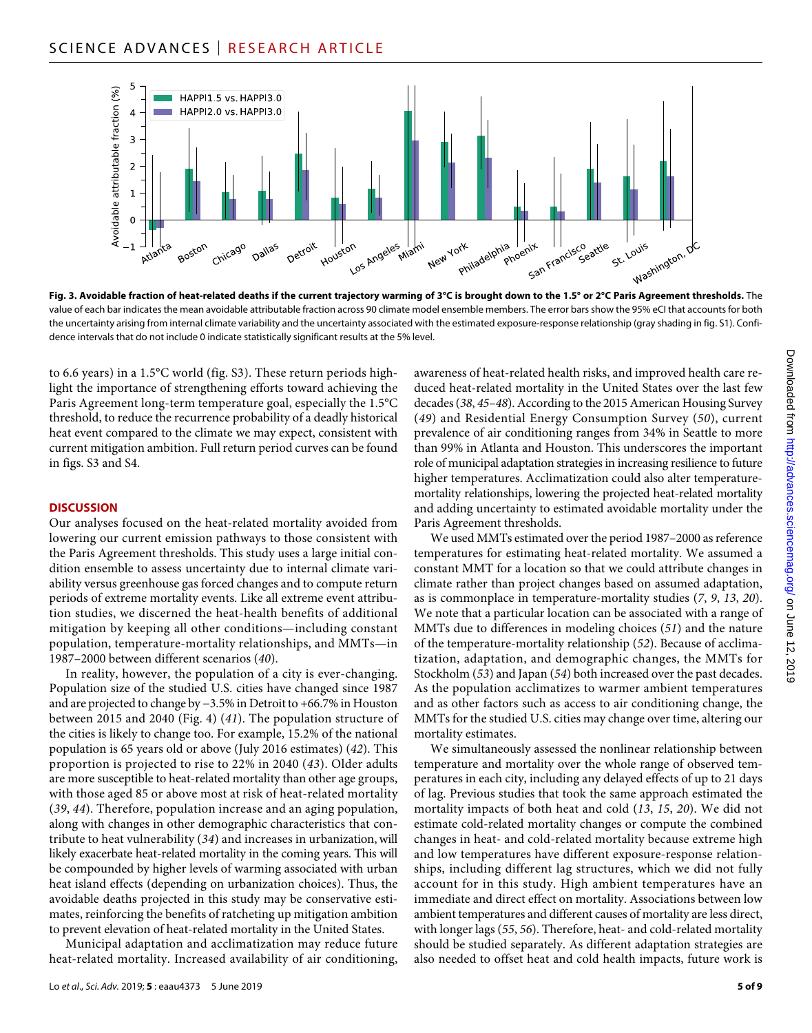**Fig. 3. Avoidable fraction of heat-related deaths if the current trajectory warming of 3°C is brought down to the 1.5° or 2°C Paris Agreement thresholds.** The value of each bar indicates the mean avoidable attributable fraction across 90 climate model ensemble members. The error bars show the 95% eCI that accounts for both the uncertainty arising from internal climate variability and the uncertainty associated with the estimated exposure-response relationship (gray shading in fig. S1). Confidence intervals that do not include 0 indicate statistically significant results at the 5% level.

to 6.6 years) in a 1.5°C world (fig. S3). These return periods highlight the importance of strengthening efforts toward achieving the Paris Agreement long-term temperature goal, especially the 1.5°C threshold, to reduce the recurrence probability of a deadly historical heat event compared to the climate we may expect, consistent with current mitigation ambition. Full return period curves can be found in figs. S3 and S4.

## DISCUSSION

Our analyses focused on the heat-related mortality avoided from lowering our current emission pathways to those consistent with the Paris Agreement thresholds. This study uses a large initial condition ensemble to assess uncertainty due to internal climate variability versus greenhouse gas forced changes and to compute return periods of extreme mortality events. Like all extreme event attribution studies, we discerned the heat-health benefits of additional mitigation by keeping all other conditions—including constant population, temperature-mortality relationships, and MMTs—in 1987–2000 between different scenarios (*40*).

In reality, however, the population of a city is ever-changing. Population size of the studied U.S. cities have changed since 1987 and are projected to change by −3.5% in Detroit to +66.7% in Houston between 2015 and 2040 (Fig. 4) (*41*). The population structure of the cities is likely to change too. For example, 15.2% of the national population is 65 years old or above (July 2016 estimates) (*42*). This proportion is projected to rise to 22% in 2040 (*43*). Older adults are more susceptible to heat-related mortality than other age groups, with those aged 85 or above most at risk of heat-related mortality (*39*, *44*). Therefore, population increase and an aging population, along with changes in other demographic characteristics that contribute to heat vulnerability (*34*) and increases in urbanization, will likely exacerbate heat-related mortality in the coming years. This will be compounded by higher levels of warming associated with urban heat island effects (depending on urbanization choices). Thus, the avoidable deaths projected in this study may be conservative estimates, reinforcing the benefits of ratcheting up mitigation ambition to prevent elevation of heat-related mortality in the United States.

Municipal adaptation and acclimatization may reduce future heat-related mortality. Increased availability of air conditioning, awareness of heat-related health risks, and improved health care reduced heat-related mortality in the United States over the last few decades (*38*, *45*–*48*). According to the 2015 American Housing Survey (*49*) and Residential Energy Consumption Survey (*50*), current prevalence of air conditioning ranges from 34% in Seattle to more than 99% in Atlanta and Houston. This underscores the important role of municipal adaptation strategies in increasing resilience to future higher temperatures. Acclimatization could also alter temperature-mortality relationships, lowering the projected heat-related mortality and adding uncertainty to estimated avoidable mortality under the Paris Agreement thresholds.

We used MMTs estimated over the period 1987–2000 as reference temperatures for estimating heat-related mortality. We assumed a constant MMT for a location so that we could attribute changes in climate rather than project changes based on assumed adaptation, as is commonplace in temperature-mortality studies (*7*, *9*, *13*, *20*). We note that a particular location can be associated with a range of MMTs due to differences in modeling choices (*51*) and the nature of the temperature-mortality relationship (*52*). Because of acclimatization, adaptation, and demographic changes, the MMTs for Stockholm (*53*) and Japan (*54*) both increased over the past decades. As the population acclimatizes to warmer ambient temperatures and as other factors such as access to air conditioning change, the MMTs for the studied U.S. cities may change over time, altering our mortality estimates.

We simultaneously assessed the nonlinear relationship between temperature and mortality over the whole range of observed temperatures in each city, including any delayed effects of up to 21 days of lag. Previous studies that took the same approach estimated the mortality impacts of both heat and cold (*13*, *15*, *20*). We did not estimate cold-related mortality changes or compute the combined changes in heat- and cold-related mortality because extreme high and low temperatures have different exposure-response relationships, including different lag structures, which we did not fully account for in this study. High ambient temperatures have an immediate and direct effect on mortality. Associations between low ambient temperatures and different causes of mortality are less direct, with longer lags (*55*, *56*). Therefore, heat- and cold-related mortality should be studied separately. As different adaptation strategies are also needed to offset heat and cold health impacts, future work is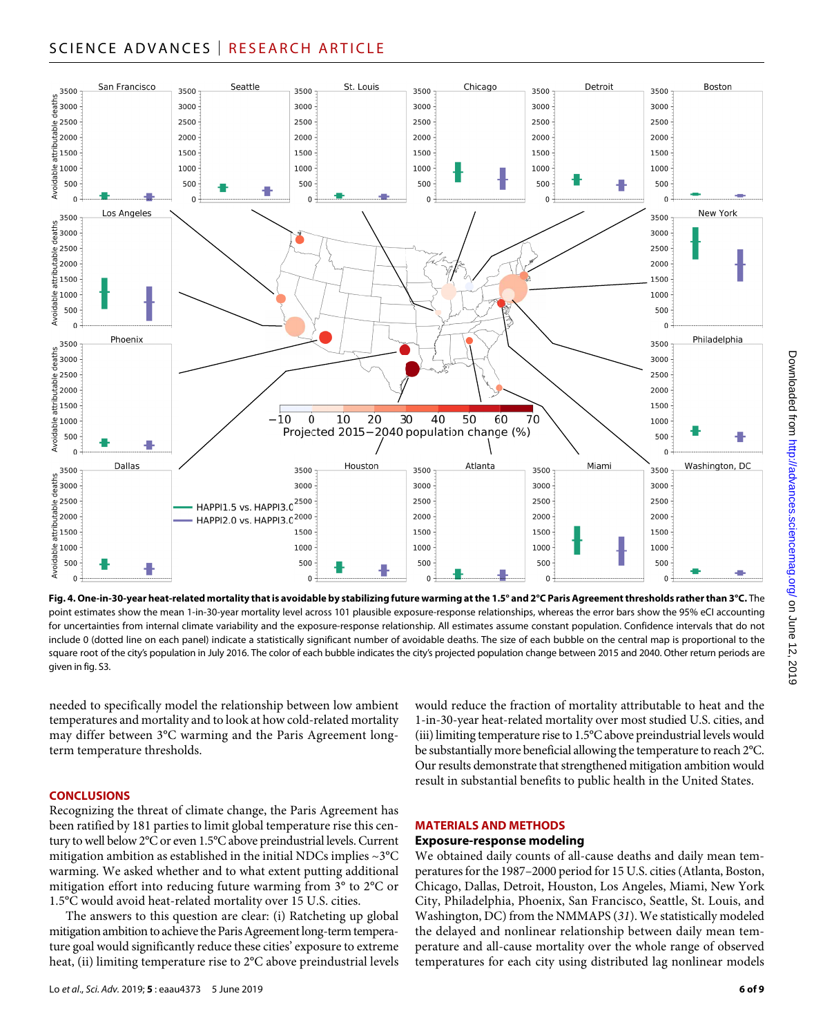**Fig. 4. One-in-30-year heat-related mortality that is avoidable by stabilizing future warming at the 1.5° and 2°C Paris Agreement thresholds rather than 3°C.** The point estimates show the mean 1-in-30-year mortality level across 101 plausible exposure-response relationships, whereas the error bars show the 95% eCI accounting for uncertainties from internal climate variability and the exposure-response relationship. All estimates assume constant population. Confidence intervals that do not include 0 (dotted line on each panel) indicate a statistically significant number of avoidable deaths. The size of each bubble on the central map is proportional to the square root of the city's population in July 2016. The color of each bubble indicates the city's projected population change between 2015 and 2040. Other return periods are given in fig. S3.

needed to specifically model the relationship between low ambient temperatures and mortality and to look at how cold-related mortality may differ between 3°C warming and the Paris Agreement long-term temperature thresholds.

## CONCLUSIONS

Recognizing the threat of climate change, the Paris Agreement has been ratified by 181 parties to limit global temperature rise this century to well below 2°C or even 1.5°C above preindustrial levels. Current mitigation ambition as established in the initial NDCs implies ~3°C warming. We asked whether and to what extent putting additional mitigation effort into reducing future warming from 3° to 2°C or 1.5°C would avoid heat-related mortality over 15 U.S. cities.

The answers to this question are clear: (i) Ratcheting up global mitigation ambition to achieve the Paris Agreement long-term temperature goal would significantly reduce these cities' exposure to extreme heat, (ii) limiting temperature rise to 2°C above preindustrial levels would reduce the fraction of mortality attributable to heat and the 1-in-30-year heat-related mortality over most studied U.S. cities, and (iii) limiting temperature rise to 1.5°C above preindustrial levels would be substantially more beneficial allowing the temperature to reach 2°C. Our results demonstrate that strengthened mitigation ambition would result in substantial benefits to public health in the United States.

## MATERIALS AND METHODS

### Exposure-response modeling

We obtained daily counts of all-cause deaths and daily mean temperatures for the 1987–2000 period for 15 U.S. cities (Atlanta, Boston, Chicago, Dallas, Detroit, Houston, Los Angeles, Miami, New York City, Philadelphia, Phoenix, San Francisco, Seattle, St. Louis, and Washington, DC) from the NMMAPS (*31*). We statistically modeled the delayed and nonlinear relationship between daily mean temperature and all-cause mortality over the whole range of observed temperatures for each city using distributed lag nonlinear models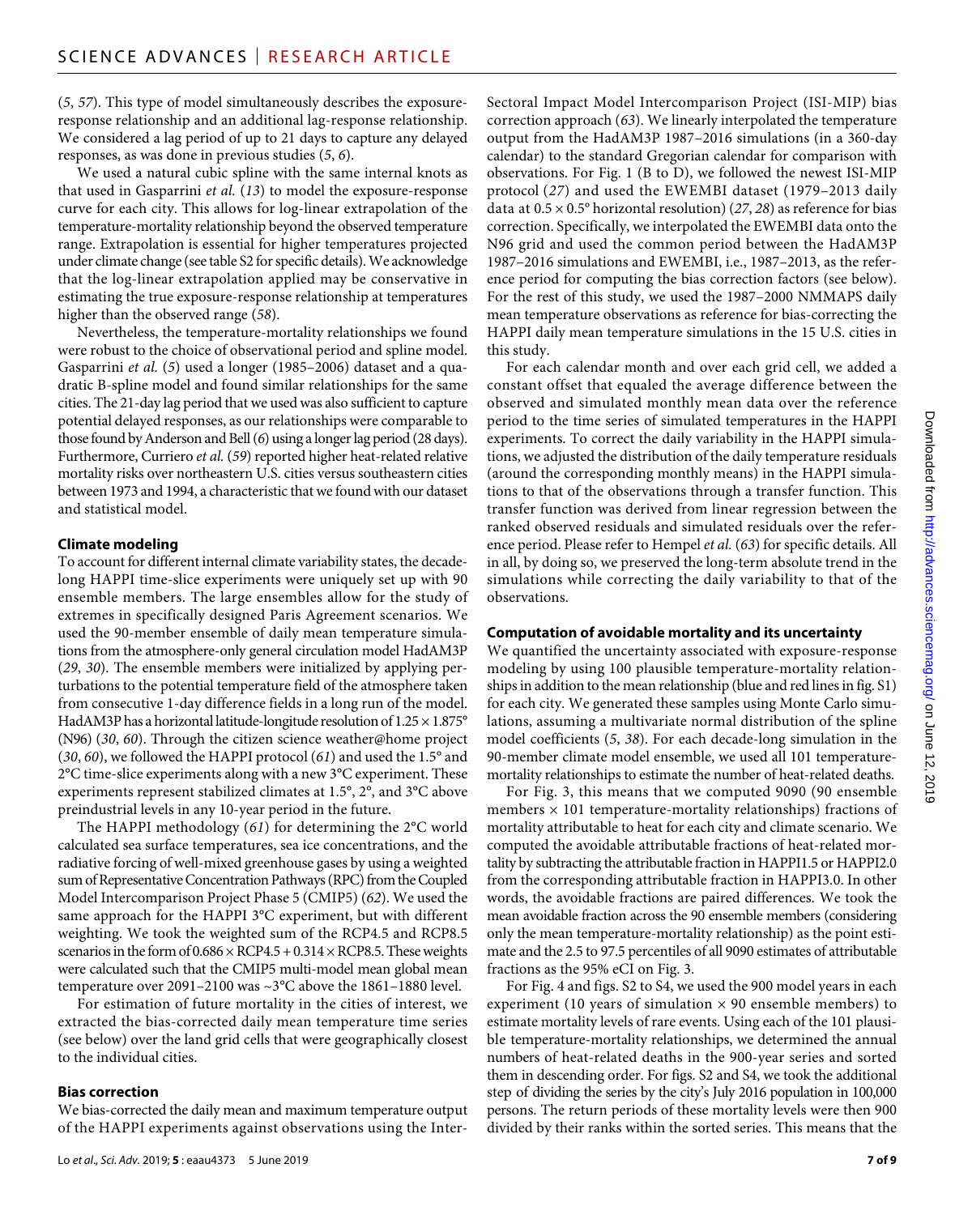(5, 57). This type of model simultaneously describes the exposure-response relationship and an additional lag-response relationship. We considered a lag period of up to 21 days to capture any delayed responses, as was done in previous studies (5, 6).

We used a natural cubic spline with the same internal knots as that used in Gasparrini *et al.* (13) to model the exposure-response curve for each city. This allows for log-linear extrapolation of the temperature-mortality relationship beyond the observed temperature range. Extrapolation is essential for higher temperatures projected under climate change (see table S2 for specific details). We acknowledge that the log-linear extrapolation applied may be conservative in estimating the true exposure-response relationship at temperatures higher than the observed range (58).

Nevertheless, the temperature-mortality relationships we found were robust to the choice of observational period and spline model. Gasparrini *et al.* (5) used a longer (1985–2006) dataset and a quadratic B-spline model and found similar relationships for the same cities. The 21-day lag period that we used was also sufficient to capture potential delayed responses, as our relationships were comparable to those found by Anderson and Bell (6) using a longer lag period (28 days). Furthermore, Curriero *et al.* (59) reported higher heat-related relative mortality risks over northeastern U.S. cities versus southeastern cities between 1973 and 1994, a characteristic that we found with our dataset and statistical model.

### Climate modeling

To account for different internal climate variability states, the decade-long HAPPI time-slice experiments were uniquely set up with 90 ensemble members. The large ensembles allow for the study of extremes in specifically designed Paris Agreement scenarios. We used the 90-member ensemble of daily mean temperature simulations from the atmosphere-only general circulation model HadAM3P (29, 30). The ensemble members were initialized by applying perturbations to the potential temperature field of the atmosphere taken from consecutive 1-day difference fields in a long run of the model. HadAM3P has a horizontal latitude-longitude resolution of 1.25 × 1.875° (N96) (30, 60). Through the citizen science weather@home project (30, 60), we followed the HAPPI protocol (61) and used the 1.5° and 2°C time-slice experiments along with a new 3°C experiment. These experiments represent stabilized climates at 1.5°, 2°, and 3°C above preindustrial levels in any 10-year period in the future.

The HAPPI methodology (61) for determining the 2°C world calculated sea surface temperatures, sea ice concentrations, and the radiative forcing of well-mixed greenhouse gases by using a weighted sum of Representative Concentration Pathways (RPC) from the Coupled Model Intercomparison Project Phase 5 (CMIP5) (62). We used the same approach for the HAPPI 3°C experiment, but with different weighting. We took the weighted sum of the RCP4.5 and RCP8.5 scenarios in the form of 0.686 × RCP4.5 + 0.314 × RCP8.5. These weights were calculated such that the CMIP5 multi-model mean global mean temperature over 2091–2100 was ~3°C above the 1861–1880 level.

For estimation of future mortality in the cities of interest, we extracted the bias-corrected daily mean temperature time series (see below) over the land grid cells that were geographically closest to the individual cities.

### Bias correction

We bias-corrected the daily mean and maximum temperature output of the HAPPI experiments against observations using the Inter-Sectoral Impact Model Intercomparison Project (ISI-MIP) bias correction approach (63). We linearly interpolated the temperature output from the HadAM3P 1987–2016 simulations (in a 360-day calendar) to the standard Gregorian calendar for comparison with observations. For Fig. 1 (B to D), we followed the newest ISI-MIP protocol (27) and used the EWEMBI dataset (1979–2013 daily data at 0.5 × 0.5° horizontal resolution) (27, 28) as reference for bias correction. Specifically, we interpolated the EWEMBI data onto the N96 grid and used the common period between the HadAM3P 1987–2016 simulations and EWEMBI, i.e., 1987–2013, as the reference period for computing the bias correction factors (see below). For the rest of this study, we used the 1987–2000 NMMAPS daily mean temperature observations as reference for bias-correcting the HAPPI daily mean temperature simulations in the 15 U.S. cities in this study.

For each calendar month and over each grid cell, we added a constant offset that equaled the average difference between the observed and simulated monthly mean data over the reference period to the time series of simulated temperatures in the HAPPI experiments. To correct the daily variability in the HAPPI simulations, we adjusted the distribution of the daily temperature residuals (around the corresponding monthly means) in the HAPPI simulations to that of the observations through a transfer function. This transfer function was derived from linear regression between the ranked observed residuals and simulated residuals over the reference period. Please refer to Hempel *et al.* (63) for specific details. All in all, by doing so, we preserved the long-term absolute trend in the simulations while correcting the daily variability to that of the observations.

### Computation of avoidable mortality and its uncertainty

We quantified the uncertainty associated with exposure-response modeling by using 100 plausible temperature-mortality relationships in addition to the mean relationship (blue and red lines in fig. S1) for each city. We generated these samples using Monte Carlo simulations, assuming a multivariate normal distribution of the spline model coefficients (5, 38). For each decade-long simulation in the 90-member climate model ensemble, we used all 101 temperature-mortality relationships to estimate the number of heat-related deaths.

For Fig. 3, this means that we computed 9090 (90 ensemble members × 101 temperature-mortality relationships) fractions of mortality attributable to heat for each city and climate scenario. We computed the avoidable attributable fractions of heat-related mortality by subtracting the attributable fraction in HAPPI1.5 or HAPPI2.0 from the corresponding attributable fraction in HAPPI3.0. In other words, the avoidable fractions are paired differences. We took the mean avoidable fraction across the 90 ensemble members (considering only the mean temperature-mortality relationship) as the point estimate and the 2.5 to 97.5 percentiles of all 9090 estimates of attributable fractions as the 95% eCI on Fig. 3.

For Fig. 4 and figs. S2 to S4, we used the 900 model years in each experiment (10 years of simulation × 90 ensemble members) to estimate mortality levels of rare events. Using each of the 101 plausible temperature-mortality relationships, we determined the annual numbers of heat-related deaths in the 900-year series and sorted them in descending order. For figs. S2 and S4, we took the additional step of dividing the series by the city's July 2016 population in 100,000 persons. The return periods of these mortality levels were then 900 divided by their ranks within the sorted series. This means that the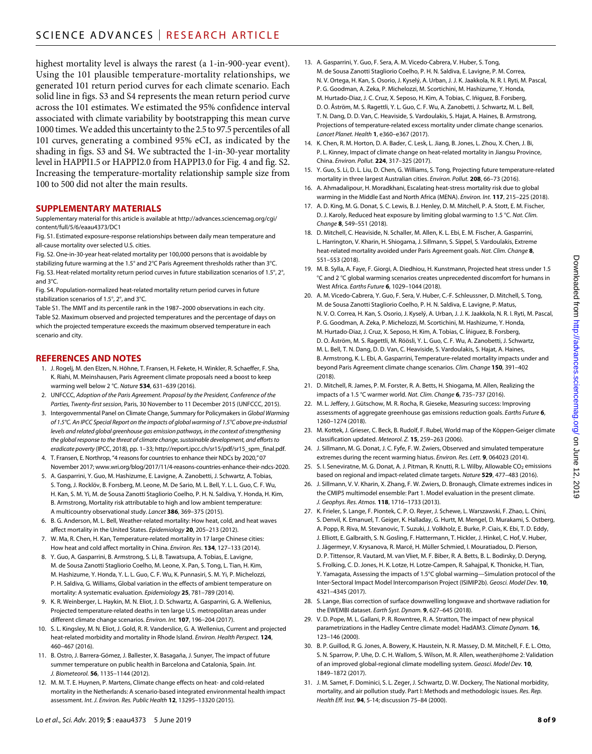highest mortality level is always the rarest (a 1-in-900-year event). Using the 101 plausible temperature-mortality relationships, we generated 101 return period curves for each climate scenario. Each solid line in figs. S3 and S4 represents the mean return period curve across the 101 estimates. We estimated the 95% confidence interval associated with climate variability by bootstrapping this mean curve 1000 times. We added this uncertainty to the 2.5 to 97.5 percentiles of all 101 curves, generating a combined 95% eCI, as indicated by the shading in figs. S3 and S4. We subtracted the 1-in-30-year mortality level in HAPPI1.5 or HAPPI2.0 from HAPPI3.0 for Fig. 4 and fig. S2. Increasing the temperature-mortality relationship sample size from 100 to 500 did not alter the main results.

## SUPPLEMENTARY MATERIALS

Supplementary material for this article is available at http://advances.sciencemag.org/cgi/content/full/5/6/eaau4373/DC1

Fig. S1. Estimated exposure-response relationships between daily mean temperature and all-cause mortality over selected U.S. cities.

Fig. S2. One-in-30-year heat-related mortality per 100,000 persons that is avoidable by stabilizing future warming at the 1.5° and 2°C Paris Agreement thresholds rather than 3°C.

Fig. S3. Heat-related mortality return period curves in future stabilization scenarios of 1.5°, 2°, and 3°C.

Fig. S4. Population-normalized heat-related mortality return period curves in future stabilization scenarios of 1.5°, 2°, and 3°C.

Table S1. The MMT and its percentile rank in the 1987–2000 observations in each city.

Table S2. Maximum observed and projected temperatures and the percentage of days on which the projected temperature exceeds the maximum observed temperature in each scenario and city.

## REFERENCES AND NOTES

1. J. Rogelj, M. den Elzen, N. Höhne, T. Fransen, H. Fekete, H. Winkler, R. Schaeffer, F. Sha, K. Riahi, M. Meinshausen, Paris Agreement climate proposals need a boost to keep warming well below 2 °C. *Nature* **534**, 631–639 (2016).
2. UNFCCC, *Adoption of the Paris Agreement. Proposal by the President, Conference of the Parties, Twenty-first session*, Paris, 30 November to 11 December 2015 (UNFCCC, 2015).
3. Intergovernmental Panel on Climate Change, Summary for Policymakers in *Global Warming of 1.5°C. An IPCC Special Report on the impacts of global warming of 1.5°C above pre-industrial levels and related global greenhouse gas emission pathways, in the context of strengthening the global response to the threat of climate change, sustainable development, and efforts to eradicate poverty* (IPCC, 2018), pp. 1–33; http://report.ipcc.ch/sr15/pdf/sr15_spm_final.pdf.
4. T. Fransen, E. Northrop, "4 reasons for countries to enhance their NDCs by 2020," 07 November 2017; www.wri.org/blog/2017/11/4-reasons-countries-enhance-their-ndcs-2020.
5. A. Gasparrini, Y. Guo, M. Hashizume, E. Lavigne, A. Zanobetti, J. Schwartz, A. Tobias, S. Tong, J. Rocklöv, B. Forsberg, M. Leone, M. De Sario, M. L. Bell, Y. L. L. Guo, C. F. Wu, H. Kan, S. M. Yi, M. de Sousa Zanotti Stagliorio Coelho, P. H. N. Saldiva, Y. Honda, H. Kim, B. Armstrong, Mortality risk attributable to high and low ambient temperature: A multicountry observational study. *Lancet* **386**, 369–375 (2015).
6. B. G. Anderson, M. L. Bell, Weather-related mortality: How heat, cold, and heat waves affect mortality in the United States. *Epidemiology* **20**, 205–213 (2012).
7. W. Ma, R. Chen, H. Kan, Temperature-related mortality in 17 large Chinese cities: How heat and cold affect mortality in China. *Environ. Res.* **134**, 127–133 (2014).
8. Y. Guo, A. Gasparrini, B. Armstrong, S. Li, B. Tawatsupa, A. Tobias, E. Lavigne, M. de Sousa Zanotti Stagliorio Coelho, M. Leone, X. Pan, S. Tong, L. Tian, H. Kim, M. Hashizume, Y. Honda, Y. L. L. Guo, C. F. Wu, K. Punnasiri, S. M. Yi, P. Michelozzi, P. H. Saldiva, G. Williams, Global variation in the effects of ambient temperature on mortality: A systematic evaluation. *Epidemiology* **25**, 781–789 (2014).
9. K. R. Weinberger, L. Haykin, M. N. Eliot, J. D. Schwartz, A. Gasparrini, G. A. Wellenius, Projected temperature-related deaths in ten large U.S. metropolitan areas under different climate change scenarios. *Environ. Int.* **107**, 196–204 (2017).
10. S. L. Kingsley, M. N. Eliot, J. Gold, R. R. Vanderslice, G. A. Wellenius, Current and projected heat-related morbidity and mortality in Rhode Island. *Environ. Health Perspect.* **124**, 460–467 (2016).
11. B. Ostro, J. Barrera-Gómez, J. Ballester, X. Basagaña, J. Sunyer, The impact of future summer temperature on public health in Barcelona and Catalonia, Spain. *Int. J. Biometeorol.* **56**, 1135–1144 (2012).
12. M. M. T. E. Huynen, P. Martens, Climate change effects on heat- and cold-related mortality in the Netherlands: A scenario-based integrated environmental health impact assessment. *Int. J. Environ. Res. Public Health* **12**, 13295–13320 (2015).
13. A. Gasparrini, Y. Guo, F. Sera, A. M. Vicedo-Cabrera, V. Huber, S. Tong, M. de Sousa Zanotti Stagliorio Coelho, P. H. N. Saldiva, E. Lavigne, P. M. Correa, N. V. Ortega, H. Kan, S. Osorio, J. Kyselý, A. Urban, J. J. K. Jaakkola, N. R. I. Ryti, M. Pascal, P. G. Goodman, A. Zeka, P. Michelozzi, M. Scortichini, M. Hashizume, Y. Honda, M. Hurtado-Diaz, J. C. Cruz, X. Seposo, H. Kim, A. Tobias, C. Iñiguez, B. Forsberg, D. O. Åström, M. S. Ragettli, Y. L. Guo, C. F. Wu, A. Zanobetti, J. Schwartz, M. L. Bell, T. N. Dang, D. D. Van, C. Heaviside, S. Vardoulakis, S. Hajat, A. Haines, B. Armstrong, Projections of temperature-related excess mortality under climate change scenarios. *Lancet Planet. Health* **1**, e360–e367 (2017).
14. K. Chen, R. M. Horton, D. A. Bader, C. Lesk, L. Jiang, B. Jones, L. Zhou, X. Chen, J. Bi, P. L. Kinney, Impact of climate change on heat-related mortality in Jiangsu Province, China. *Environ. Pollut.* **224**, 317–325 (2017).
15. Y. Guo, S. Li, D. L. Liu, D. Chen, G. Williams, S. Tong, Projecting future temperature-related mortality in three largest Australian cities. *Environ. Pollut.* **208**, 66–73 (2016).
16. A. Ahmadalipour, H. Moradkhani, Escalating heat-stress mortality risk due to global warming in the Middle East and North Africa (MENA). *Environ. Int.* **117**, 215–225 (2018).
17. A. D. King, M. G. Donat, S. C. Lewis, B. J. Henley, D. M. Mitchell, P. A. Stott, E. M. Fischer, D. J. Karoly, Reduced heat exposure by limiting global warming to 1.5 °C. *Nat. Clim. Change* **8**, 549–551 (2018).
18. D. Mitchell, C. Heaviside, N. Schaller, M. Allen, K. L. Ebi, E. M. Fischer, A. Gasparrini, L. Harrington, V. Kharin, H. Shiogama, J. Sillmann, S. Sippel, S. Vardoulakis, Extreme heat-related mortality avoided under Paris Agreement goals. *Nat. Clim. Change* **8**, 551–553 (2018).
19. M. B. Sylla, A. Faye, F. Giorgi, A. Diedhiou, H. Kunstmann, Projected heat stress under 1.5 °C and 2 °C global warming scenarios creates unprecedented discomfort for humans in West Africa. *Earths Future* **6**, 1029–1044 (2018).
20. A. M. Vicedo-Cabrera, Y. Guo, F. Sera, V. Huber, C.-F. Schleussner, D. Mitchell, S. Tong, M. de Sousa Zanotti Stagliorio Coelho, P. H. N. Saldiva, E. Lavigne, P. Matus, N. V. O. Correa, H. Kan, S. Osorio, J. Kyselý, A. Urban, J. J. K. Jaakkola, N. R. I. Ryti, M. Pascal, P. G. Goodman, A. Zeka, P. Michelozzi, M. Scortichini, M. Hashizume, Y. Honda, M. Hurtado-Diaz, J. Cruz, X. Seposo, H. Kim, A. Tobias, C. Íñiguez, B. Forsberg, D. O. Åström, M. S. Ragettli, M. Röösli, Y. L. Guo, C. F. Wu, A. Zanobetti, J. Schwartz, M. L. Bell, T. N. Dang, D. D. Van, C. Heaviside, S. Vardoulakis, S. Hajat, A. Haines, B. Armstrong, K. L. Ebi, A. Gasparrini, Temperature-related mortality impacts under and beyond Paris Agreement climate change scenarios. *Clim. Change* **150**, 391–402 (2018).
21. D. Mitchell, R. James, P. M. Forster, R. A. Betts, H. Shiogama, M. Allen, Realizing the impacts of a 1.5 °C warmer world. *Nat. Clim. Change* **6**, 735–737 (2016).
22. M. L. Jeffery, J. Gütschow, M. R. Rocha, R. Gieseke, Measuring success: Improving assessments of aggregate greenhouse gas emissions reduction goals. *Earths Future* **6**, 1260–1274 (2018).
23. M. Kottek, J. Grieser, C. Beck, B. Rudolf, F. Rubel, World map of the Köppen-Geiger climate classification updated. *Meteorol. Z.* **15**, 259–263 (2006).
24. J. Sillmann, M. G. Donat, J. C. Fyfe, F. W. Zwiers, Observed and simulated temperature extremes during the recent warming hiatus. *Environ. Res. Lett.* **9**, 064023 (2014).
25. S. I. Seneviratne, M. G. Donat, A. J. Pitman, R. Knutti, R. L. Wilby, Allowable $CO_2$ emissions based on regional and impact-related climate targets. *Nature* **529**, 477–483 (2016).
26. J. Sillmann, V. V. Kharin, X. Zhang, F. W. Zwiers, D. Bronaugh, Climate extremes indices in the CMIP5 multimodel ensemble: Part 1. Model evaluation in the present climate. *J. Geophys. Res. Atmos.* **118**, 1716–1733 (2013).
27. K. Frieler, S. Lange, F. Piontek, C. P. O. Reyer, J. Schewe, L. Warszawski, F. Zhao, L. Chini, S. Denvil, K. Emanuel, T. Geiger, K. Halladay, G. Hurtt, M. Mengel, D. Murakami, S. Ostberg, A. Popp, R. Riva, M. Stevanovic, T. Suzuki, J. Volkholz, E. Burke, P. Ciais, K. Ebi, T. D. Eddy, J. Elliott, E. Galbraith, S. N. Gosling, F. Hattermann, T. Hickler, J. Hinkel, C. Hof, V. Huber, J. Jägermeyr, V. Krysanova, R. Marcé, H. Müller Schmied, I. Mouratiadou, D. Pierson, D. P. Tittensor, R. Vautard, M. van Vliet, M. F. Biber, R. A. Betts, B. L. Bodirsky, D. Deryng, S. Frolking, C. D. Jones, H. K. Lotze, H. Lotze-Campen, R. Sahajpal, K. Thonicke, H. Tian, Y. Yamagata, Assessing the impacts of 1.5°C global warming—Simulation protocol of the Inter-Sectoral Impact Model Intercomparison Project (ISIMIP2b). *Geosci. Model Dev.* **10**, 4321–4345 (2017).
28. S. Lange, Bias correction of surface downwelling longwave and shortwave radiation for the EWEMBI dataset. *Earth Syst. Dynam.* **9**, 627–645 (2018).
29. V. D. Pope, M. L. Gallani, P. R. Rowntree, R. A. Stratton, The impact of new physical parametrizations in the Hadley Centre climate model: HadAM3. *Climate Dynam.* **16**, 123–146 (2000).
30. B. P. Guillod, R. G. Jones, A. Bowery, K. Haustein, N. R. Massey, D. M. Mitchell, F. E. L. Otto, S. N. Sparrow, P. Uhe, D. C. H. Wallom, S. Wilson, M. R. Allen, weather@home 2: Validation of an improved global-regional climate modelling system. *Geosci. Model Dev.* **10**, 1849–1872 (2017).
31. J. M. Samet, F. Dominici, S. L. Zeger, J. Schwartz, D. W. Dockery, The National morbidity, mortality, and air pollution study. Part I: Methods and methodologic issues. *Res. Rep. Health Eff. Inst.* **94**, 5-14; discussion 75–84 (2000).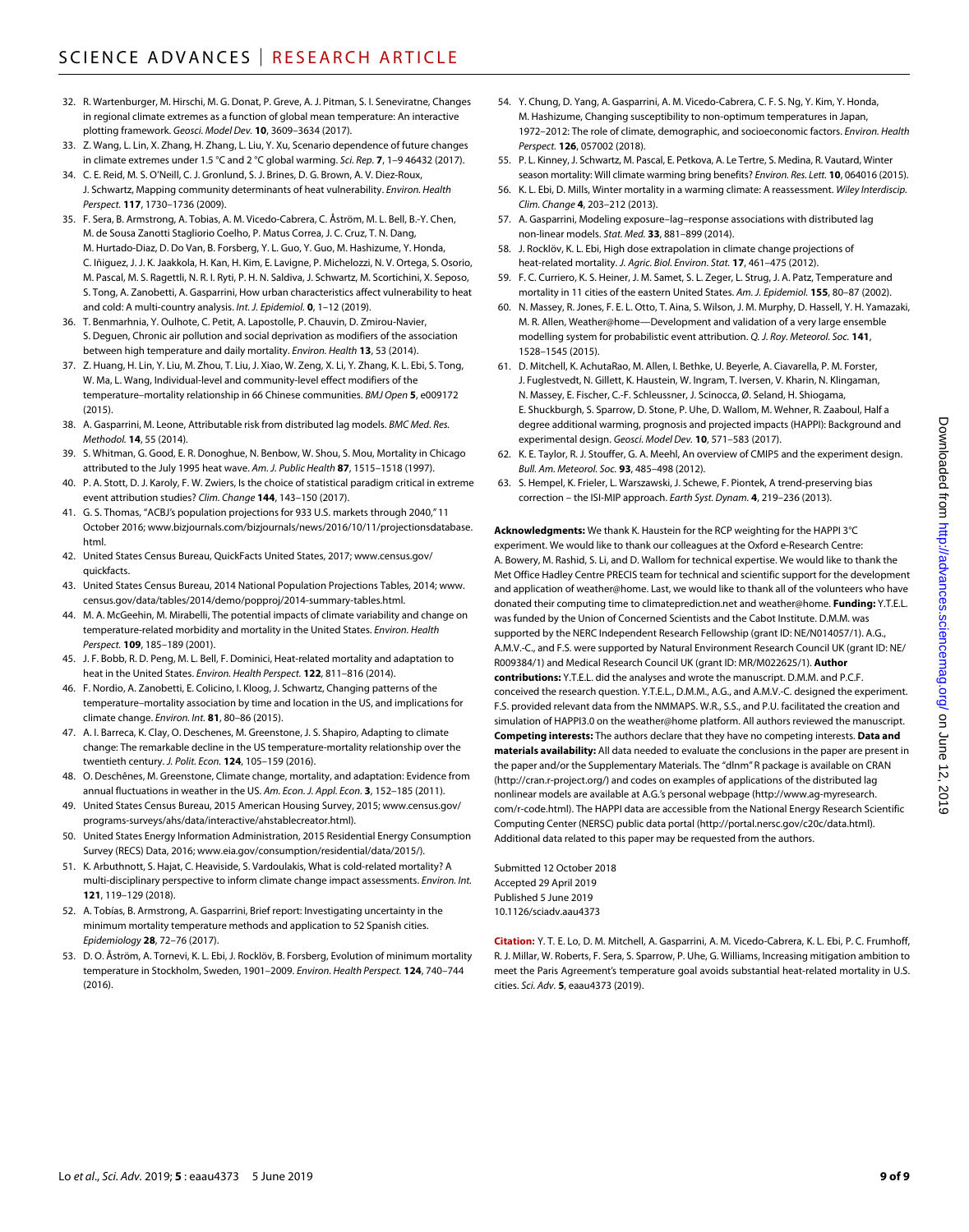32. R. Wartenburger, M. Hirschi, M. G. Donat, P. Greve, A. J. Pitman, S. I. Seneviratne, Changes in regional climate extremes as a function of global mean temperature: An interactive plotting framework. *Geosci. Model Dev.* **10**, 3609–3634 (2017).
33. Z. Wang, L. Lin, X. Zhang, H. Zhang, L. Liu, Y. Xu, Scenario dependence of future changes in climate extremes under 1.5 °C and 2 °C global warming. *Sci. Rep.* **7**, 1–9 46432 (2017).
34. C. E. Reid, M. S. O'Neill, C. J. Gronlund, S. J. Brines, D. G. Brown, A. V. Diez-Roux, J. Schwartz, Mapping community determinants of heat vulnerability. *Environ. Health Perspect.* **117**, 1730–1736 (2009).
35. F. Sera, B. Armstrong, A. Tobias, A. M. Vicedo-Cabrera, C. Åström, M. L. Bell, B.-Y. Chen, M. de Sousa Zanotti Stagliorio Coelho, P. Matus Correa, J. C. Cruz, T. N. Dang, M. Hurtado-Diaz, D. Do Van, B. Forsberg, Y. L. Guo, Y. Guo, M. Hashizume, Y. Honda, C. Iñiguez, J. J. K. Jaakkola, H. Kan, H. Kim, E. Lavigne, P. Michelozzi, N. V. Ortega, S. Osorio, M. Pascal, M. S. Ragettli, N. R. I. Ryti, P. H. N. Saldiva, J. Schwartz, M. Scortichini, X. Seposo, S. Tong, A. Zanobetti, A. Gasparrini, How urban characteristics affect vulnerability to heat and cold: A multi-country analysis. *Int. J. Epidemiol.* **0**, 1–12 (2019).
36. T. Benmarhnia, Y. Oulhote, C. Petit, A. Lapostolle, P. Chauvin, D. Zmirou-Navier, S. Deguen, Chronic air pollution and social deprivation as modifiers of the association between high temperature and daily mortality. *Environ. Health* **13**, 53 (2014).
37. Z. Huang, H. Lin, Y. Liu, M. Zhou, T. Liu, J. Xiao, W. Zeng, X. Li, Y. Zhang, K. L. Ebi, S. Tong, W. Ma, L. Wang, Individual-level and community-level effect modifiers of the temperature–mortality relationship in 66 Chinese communities. *BMJ Open* **5**, e009172 (2015).
38. A. Gasparrini, M. Leone, Attributable risk from distributed lag models. *BMC Med. Res. Methodol.* **14**, 55 (2014).
39. S. Whitman, G. Good, E. R. Donoghue, N. Benbow, W. Shou, S. Mou, Mortality in Chicago attributed to the July 1995 heat wave. *Am. J. Public Health* **87**, 1515–1518 (1997).
40. P. A. Stott, D. J. Karoly, F. W. Zwiers, Is the choice of statistical paradigm critical in extreme event attribution studies? *Clim. Change* **144**, 143–150 (2017).
41. G. S. Thomas, "ACBJ's population projections for 933 U.S. markets through 2040," 11 October 2016; www.bizjournals.com/bizjournals/news/2016/10/11/projectionsdatabase.html.
42. United States Census Bureau, QuickFacts United States, 2017; www.census.gov/quickfacts.
43. United States Census Bureau, 2014 National Population Projections Tables, 2014; www.census.gov/data/tables/2014/demo/popproj/2014-summary-tables.html.
44. M. A. McGeehin, M. Mirabelli, The potential impacts of climate variability and change on temperature-related morbidity and mortality in the United States. *Environ. Health Perspect.* **109**, 185–189 (2001).
45. J. F. Bobb, R. D. Peng, M. L. Bell, F. Dominici, Heat-related mortality and adaptation to heat in the United States. *Environ. Health Perspect.* **122**, 811–816 (2014).
46. F. Nordio, A. Zanobetti, E. Colicino, I. Kloog, J. Schwartz, Changing patterns of the temperature–mortality association by time and location in the US, and implications for climate change. *Environ. Int.* **81**, 80–86 (2015).
47. A. I. Barreca, K. Clay, O. Deschenes, M. Greenstone, J. S. Shapiro, Adapting to climate change: The remarkable decline in the US temperature-mortality relationship over the twentieth century. *J. Polit. Econ.* **124**, 105–159 (2016).
48. O. Deschênes, M. Greenstone, Climate change, mortality, and adaptation: Evidence from annual fluctuations in weather in the US. *Am. Econ. J. Appl. Econ.* **3**, 152–185 (2011).
49. United States Census Bureau, 2015 American Housing Survey, 2015; www.census.gov/programs-surveys/ahs/data/interactive/ahstablecreator.html).
50. United States Energy Information Administration, 2015 Residential Energy Consumption Survey (RECS) Data, 2016; www.eia.gov/consumption/residential/data/2015/).
51. K. Arbuthnott, S. Hajat, C. Heaviside, S. Vardoulakis, What is cold-related mortality? A multi-disciplinary perspective to inform climate change impact assessments. *Environ. Int.* **121**, 119–129 (2018).
52. A. Tobías, B. Armstrong, A. Gasparrini, Brief report: Investigating uncertainty in the minimum mortality temperature methods and application to 52 Spanish cities. *Epidemiology* **28**, 72–76 (2017).
53. D. O. Åström, A. Tornevi, K. L. Ebi, J. Rocklöv, B. Forsberg, Evolution of minimum mortality temperature in Stockholm, Sweden, 1901–2009. *Environ. Health Perspect.* **124**, 740–744 (2016).
54. Y. Chung, D. Yang, A. Gasparrini, A. M. Vicedo-Cabrera, C. F. S. Ng, Y. Kim, Y. Honda, M. Hashizume, Changing susceptibility to non-optimum temperatures in Japan, 1972–2012: The role of climate, demographic, and socioeconomic factors. *Environ. Health Perspect.* **126**, 057002 (2018).
55. P. L. Kinney, J. Schwartz, M. Pascal, E. Petkova, A. Le Tertre, S. Medina, R. Vautard, Winter season mortality: Will climate warming bring benefits? *Environ. Res. Lett.* **10**, 064016 (2015).
56. K. L. Ebi, D. Mills, Winter mortality in a warming climate: A reassessment. *Wiley Interdiscip. Clim. Change* **4**, 203–212 (2013).
57. A. Gasparrini, Modeling exposure–lag–response associations with distributed lag non-linear models. *Stat. Med.* **33**, 881–899 (2014).
58. J. Rocklöv, K. L. Ebi, High dose extrapolation in climate change projections of heat-related mortality. *J. Agric. Biol. Environ. Stat.* **17**, 461–475 (2012).
59. F. C. Curriero, K. S. Heiner, J. M. Samet, S. L. Zeger, L. Strug, J. A. Patz, Temperature and mortality in 11 cities of the eastern United States. *Am. J. Epidemiol.* **155**, 80–87 (2002).
60. N. Massey, R. Jones, F. E. L. Otto, T. Aina, S. Wilson, J. M. Murphy, D. Hassell, Y. H. Yamazaki, M. R. Allen, Weather@home—Development and validation of a very large ensemble modelling system for probabilistic event attribution. *Q. J. Roy. Meteorol. Soc.* **141**, 1528–1545 (2015).
61. D. Mitchell, K. AchutaRao, M. Allen, I. Bethke, U. Beyerle, A. Ciavarella, P. M. Forster, J. Fuglestvedt, N. Gillett, K. Haustein, W. Ingram, T. Iversen, V. Kharin, N. Klingaman, N. Massey, E. Fischer, C.-F. Schleussner, J. Scinocca, Ø. Seland, H. Shiogama, E. Shuckburgh, S. Sparrow, D. Stone, P. Uhe, D. Wallom, M. Wehner, R. Zaaboul, Half a degree additional warming, prognosis and projected impacts (HAPPI): Background and experimental design. *Geosci. Model Dev.* **10**, 571–583 (2017).
62. K. E. Taylor, R. J. Stouffer, G. A. Meehl, An overview of CMIP5 and the experiment design. *Bull. Am. Meteorol. Soc.* **93**, 485–498 (2012).
63. S. Hempel, K. Frieler, L. Warszawski, J. Schewe, F. Piontek, A trend-preserving bias correction – the ISI-MIP approach. *Earth Syst. Dynam.* **4**, 219–236 (2013).

**Acknowledgments:** We thank K. Haustein for the RCP weighting for the HAPPI 3°C experiment. We would like to thank our colleagues at the Oxford e-Research Centre: A. Bowery, M. Rashid, S. Li, and D. Wallom for technical expertise. We would like to thank the Met Office Hadley Centre PRECIS team for technical and scientific support for the development and application of weather@home. Last, we would like to thank all of the volunteers who have donated their computing time to climateprediction.net and weather@home. **Funding:** Y.T.E.L. was funded by the Union of Concerned Scientists and the Cabot Institute. D.M.M. was supported by the NERC Independent Research Fellowship (grant ID: NE/N014057/1). A.G., A.M.V.-C., and F.S. were supported by Natural Environment Research Council UK (grant ID: NE/R009384/1) and Medical Research Council UK (grant ID: MR/M022625/1). **Author contributions:** Y.T.E.L. did the analyses and wrote the manuscript. D.M.M. and P.C.F. conceived the research question. Y.T.E.L., D.M.M., A.G., and A.M.V.-C. designed the experiment. F.S. provided relevant data from the NMMAPS. W.R., S.S., and P.U. facilitated the creation and simulation of HAPPI3.0 on the weather@home platform. All authors reviewed the manuscript. **Competing interests:** The authors declare that they have no competing interests. **Data and materials availability:** All data needed to evaluate the conclusions in the paper are present in the paper and/or the Supplementary Materials. The "dlnm" R package is available on CRAN (http://cran.r-project.org/) and codes on examples of applications of the distributed lag nonlinear models are available at A.G.'s personal webpage (http://www.ag-myresearch.com/r-code.html). The HAPPI data are accessible from the National Energy Research Scientific Computing Center (NERSC) public data portal (http://portal.nersc.gov/c20c/data.html). Additional data related to this paper may be requested from the authors.

Submitted 12 October 2018
Accepted 29 April 2019
Published 5 June 2019
10.1126/sciadv.aau4373

**Citation:** Y. T. E. Lo, D. M. Mitchell, A. Gasparrini, A. M. Vicedo-Cabrera, K. L. Ebi, P. C. Frumhoff, R. J. Millar, W. Roberts, F. Sera, S. Sparrow, P. Uhe, G. Williams, Increasing mitigation ambition to meet the Paris Agreement's temperature goal avoids substantial heat-related mortality in U.S. cities. *Sci. Adv.* **5**, eaau4373 (2019).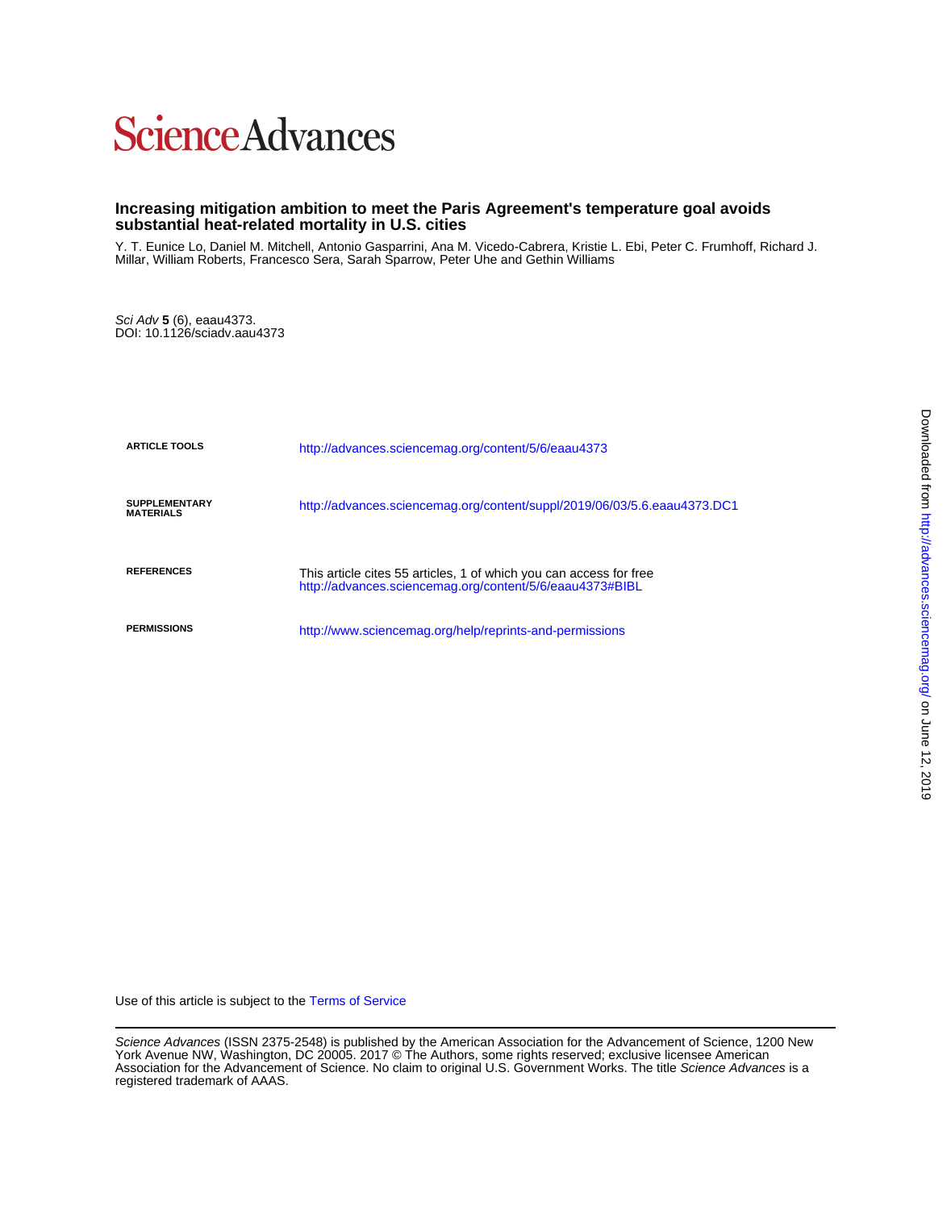# ScienceAdvances

**Increasing mitigation ambition to meet the Paris Agreement's temperature goal avoids substantial heat-related mortality in U.S. cities**

Y. T. Eunice Lo, Daniel M. Mitchell, Antonio Gasparrini, Ana M. Vicedo-Cabrera, Kristie L. Ebi, Peter C. Frumhoff, Richard J. Millar, William Roberts, Francesco Sera, Sarah Sparrow, Peter Uhe and Gethin Williams

*Sci Adv* **5** (6), eaau4373.
DOI: 10.1126/sciadv.aau4373

| | |
|---|---|
| **ARTICLE TOOLS** | http://advances.sciencemag.org/content/5/6/eaau4373 |
| **SUPPLEMENTARY MATERIALS** | http://advances.sciencemag.org/content/suppl/2019/06/03/5.6.eaau4373.DC1 |
| **REFERENCES** | This article cites 55 articles, 1 of which you can access for free http://advances.sciencemag.org/content/5/6/eaau4373#BIBL |
| **PERMISSIONS** | http://www.sciencemag.org/help/reprints-and-permissions |

Downloaded from http://advances.sciencemag.org/ on June 12, 2019

Use of this article is subject to the Terms of Service

*Science Advances* (ISSN 2375-2548) is published by the American Association for the Advancement of Science, 1200 New York Avenue NW, Washington, DC 20005. 2017 © The Authors, some rights reserved; exclusive licensee American Association for the Advancement of Science. No claim to original U.S. Government Works. The title *Science Advances* is a registered trademark of AAAS.